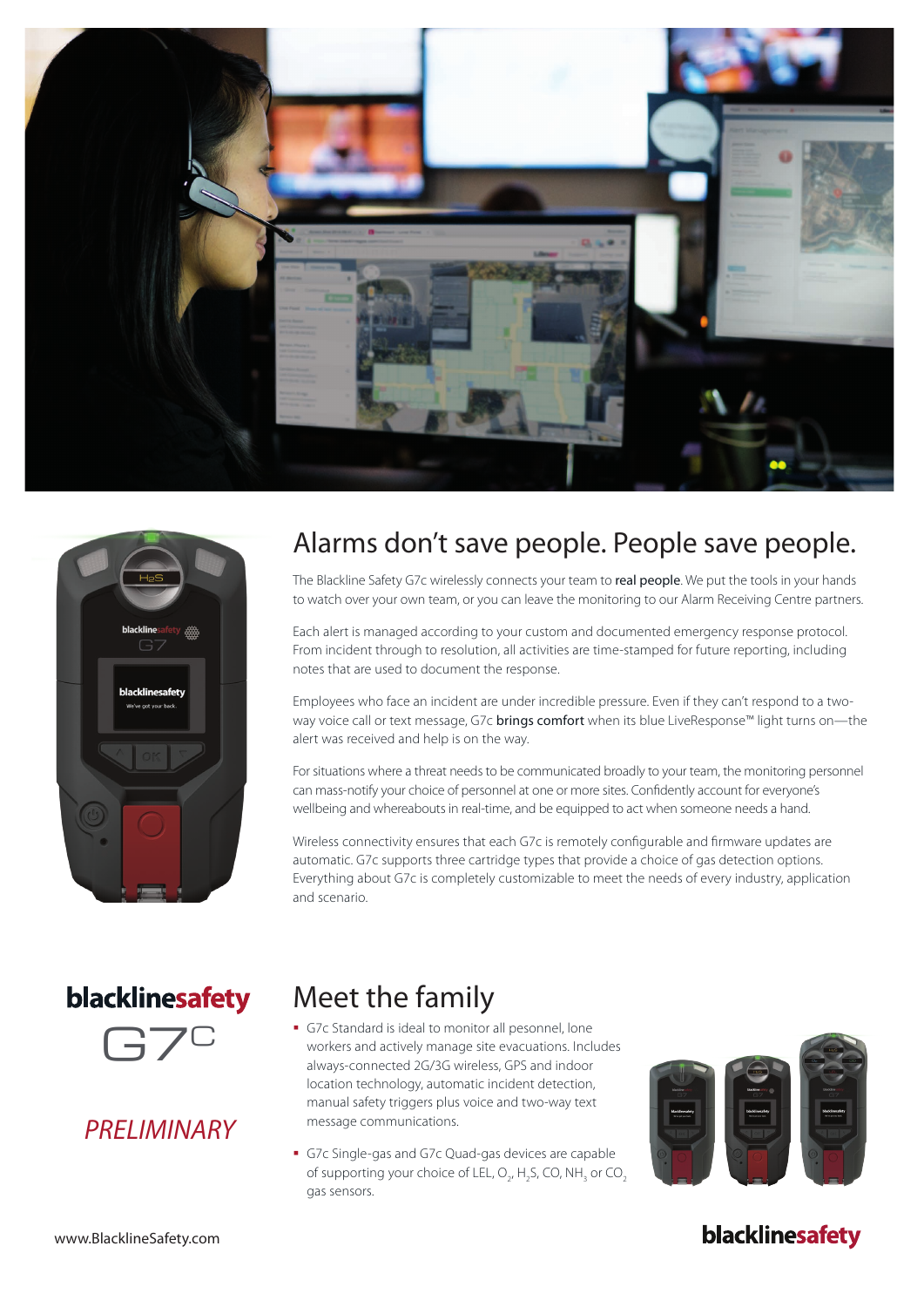# Alarms don't save people. People save people.

The Blackline Safety G7c wirelessly connects your team to **real people**. We put the tools in your hands to watch over your own team, or you can leave the monitoring to our Alarm Receiving Centre partners.

Each alert is managed according to your custom and documented emergency response protocol. From incident through to resolution, all activities are time-stamped for future reporting, including notes that are used to document the response.

Employees who face an incident are under incredible pressure. Even if they can't respond to a two-way voice call or text message, G7c **brings comfort** when its blue LiveResponse™ light turns on—the alert was received and help is on the way.

For situations where a threat needs to be communicated broadly to your team, the monitoring personnel can mass-notify your choice of personnel at one or more sites. Confidently account for everyone's wellbeing and whereabouts in real-time, and be equipped to act when someone needs a hand.

Wireless connectivity ensures that each G7c is remotely configurable and firmware updates are automatic. G7c supports three cartridge types that provide a choice of gas detection options. Everything about G7c is completely customizable to meet the needs of every industry, application and scenario.

**blacklinesafety**

G7c

*PRELIMINARY*

# Meet the family

- G7c Standard is ideal to monitor all pesonnel, lone workers and actively manage site evacuations. Includes always-connected 2G/3G wireless, GPS and indoor location technology, automatic incident detection, manual safety triggers plus voice and two-way text message communications.
- G7c Single-gas and G7c Quad-gas devices are capable of supporting your choice of LEL, $O_2$, $H_2S$, CO, $NH_3$ or $CO_2$ gas sensors.

www.BlacklineSafety.com

**blacklinesafety**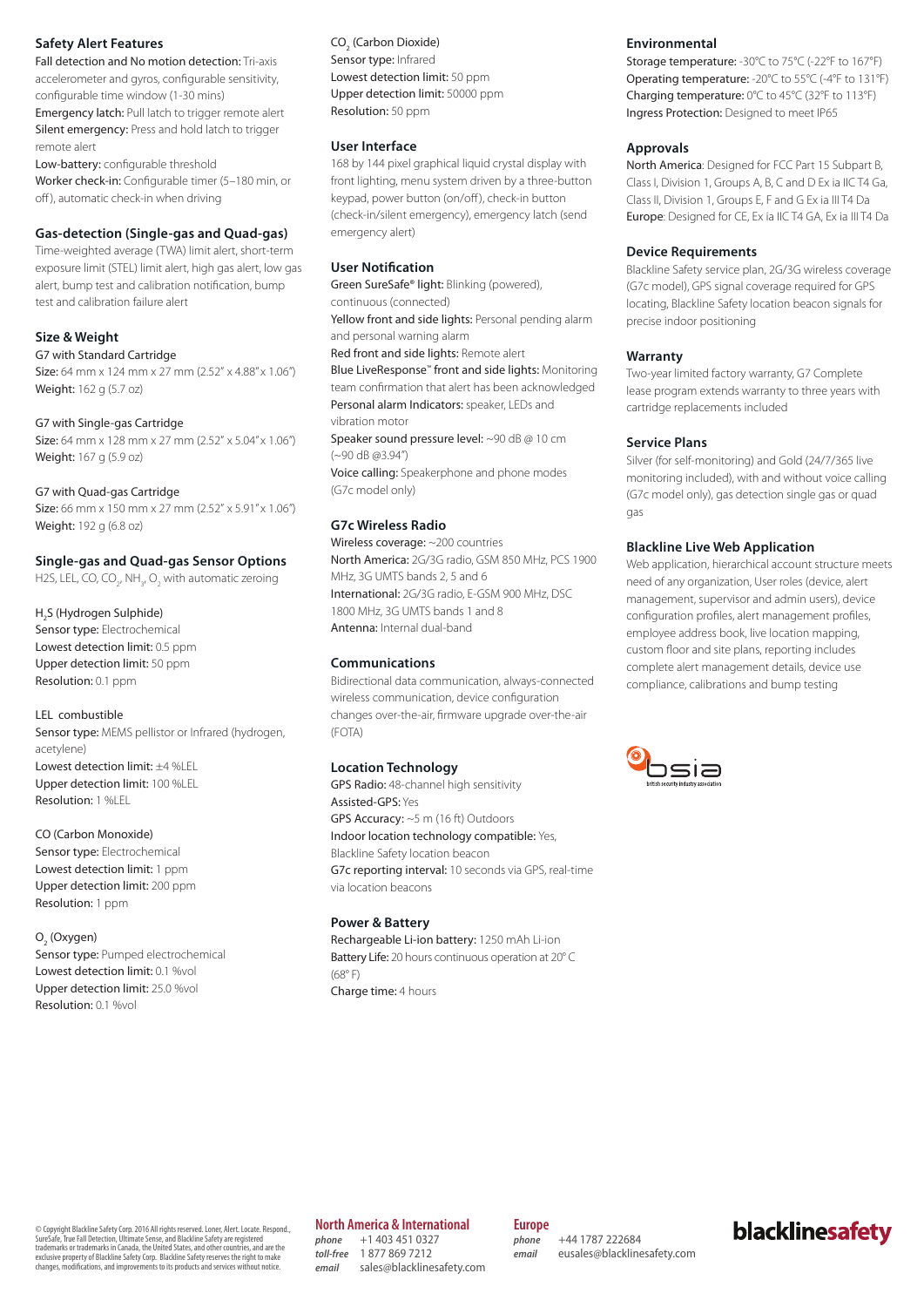## Safety Alert Features

Fall detection and No motion detection: Tri-axis accelerometer and gyros, configurable sensitivity, configurable time window (1-30 mins)
Emergency latch: Pull latch to trigger remote alert
Silent emergency: Press and hold latch to trigger remote alert
Low-battery: configurable threshold
Worker check-in: Configurable timer (5–180 min, or off), automatic check-in when driving

## Gas-detection (Single-gas and Quad-gas)

Time-weighted average (TWA) limit alert, short-term exposure limit (STEL) limit alert, high gas alert, low gas alert, bump test and calibration notification, bump test and calibration failure alert

## Size & Weight

G7 with Standard Cartridge
Size: 64 mm x 124 mm x 27 mm (2.52" x 4.88" x 1.06")
Weight: 162 g (5.7 oz)

G7 with Single-gas Cartridge
Size: 64 mm x 128 mm x 27 mm (2.52" x 5.04" x 1.06")
Weight: 167 g (5.9 oz)

G7 with Quad-gas Cartridge
Size: 66 mm x 150 mm x 27 mm (2.52" x 5.91" x 1.06")
Weight: 192 g (6.8 oz)

## Single-gas and Quad-gas Sensor Options

H2S, LEL, CO, $CO_2$, $NH_3$, $O_2$ with automatic zeroing

$H_2S$ (Hydrogen Sulphide)
Sensor type: Electrochemical
Lowest detection limit: 0.5 ppm
Upper detection limit: 50 ppm
Resolution: 0.1 ppm

LEL combustible
Sensor type: MEMS pellistor or Infrared (hydrogen, acetylene)
Lowest detection limit: ±4 %LEL
Upper detection limit: 100 %LEL
Resolution: 1 %LEL

CO (Carbon Monoxide)
Sensor type: Electrochemical
Lowest detection limit: 1 ppm
Upper detection limit: 200 ppm
Resolution: 1 ppm

$O_2$ (Oxygen)
Sensor type: Pumped electrochemical
Lowest detection limit: 0.1 %vol
Upper detection limit: 25.0 %vol
Resolution: 0.1 %vol

$CO_2$ (Carbon Dioxide)
Sensor type: Infrared
Lowest detection limit: 50 ppm
Upper detection limit: 50000 ppm
Resolution: 50 ppm

## User Interface

168 by 144 pixel graphical liquid crystal display with front lighting, menu system driven by a three-button keypad, power button (on/off), check-in button (check-in/silent emergency), emergency latch (send emergency alert)

## User Notification

Green SureSafe® light: Blinking (powered), continuous (connected)
Yellow front and side lights: Personal pending alarm and personal warning alarm
Red front and side lights: Remote alert
Blue LiveResponse™ front and side lights: Monitoring team confirmation that alert has been acknowledged
Personal alarm Indicators: speaker, LEDs and vibration motor
Speaker sound pressure level: ~90 dB @ 10 cm (~90 dB @3.94")
Voice calling: Speakerphone and phone modes (G7c model only)

## G7c Wireless Radio

Wireless coverage: ~200 countries
North America: 2G/3G radio, GSM 850 MHz, PCS 1900 MHz, 3G UMTS bands 2, 5 and 6
International: 2G/3G radio, E-GSM 900 MHz, DSC 1800 MHz, 3G UMTS bands 1 and 8
Antenna: Internal dual-band

## Communications

Bidirectional data communication, always-connected wireless communication, device configuration changes over-the-air, firmware upgrade over-the-air (FOTA)

## Location Technology

GPS Radio: 48-channel high sensitivity
Assisted-GPS: Yes
GPS Accuracy: ~5 m (16 ft) Outdoors
Indoor location technology compatible: Yes, Blackline Safety location beacon
G7c reporting interval: 10 seconds via GPS, real-time via location beacons

## Power & Battery

Rechargeable Li-ion battery: 1250 mAh Li-ion
Battery Life: 20 hours continuous operation at 20° C (68° F)
Charge time: 4 hours

## Environmental

Storage temperature: -30°C to 75°C (-22°F to 167°F)
Operating temperature: -20°C to 55°C (-4°F to 131°F)
Charging temperature: 0°C to 45°C (32°F to 113°F)
Ingress Protection: Designed to meet IP65

## Approvals

North America: Designed for FCC Part 15 Subpart B, Class I, Division 1, Groups A, B, C and D Ex ia IIC T4 Ga, Class II, Division 1, Groups E, F and G Ex ia III T4 Da
Europe: Designed for CE, Ex ia IIC T4 GA, Ex ia III T4 Da

## Device Requirements

Blackline Safety service plan, 2G/3G wireless coverage (G7c model), GPS signal coverage required for GPS locating, Blackline Safety location beacon signals for precise indoor positioning

## Warranty

Two-year limited factory warranty, G7 Complete lease program extends warranty to three years with cartridge replacements included

## Service Plans

Silver (for self-monitoring) and Gold (24/7/365 live monitoring included), with and without voice calling (G7c model only), gas detection single gas or quad gas

## Blackline Live Web Application

Web application, hierarchical account structure meets need of any organization, User roles (device, alert management, supervisor and admin users), device configuration profiles, alert management profiles, employee address book, live location mapping, custom floor and site plans, reporting includes complete alert management details, device use compliance, calibrations and bump testing

bsia
british security industry association

© Copyright Blackline Safety Corp. 2016 All rights reserved. Loner, Alert. Locate. Respond., SureSafe, True Fall Detection, Ultimate Sense, and Blackline Safety are registered trademarks or trademarks in Canada, the United States, and other countries, and are the exclusive property of Blackline Safety Corp. Blackline Safety reserves the right to make changes, modifications, and improvements to its products and services without notice.

**North America & International**
*phone* +1 403 451 0327
*toll-free* 1 877 869 7212
*email* sales@blacklinesafety.com

**Europe**
*phone* +44 1787 222684
*email* eusales@blacklinesafety.com

**blacklinesafety**